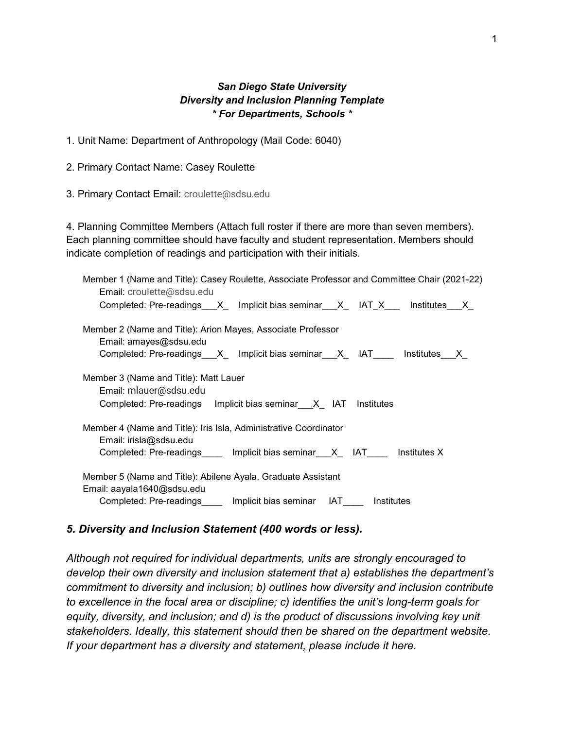***San Diego State University***
***Diversity and Inclusion Planning Template***
***\* For Departments, Schools \****

1. Unit Name: Department of Anthropology (Mail Code: 6040)

2. Primary Contact Name: Casey Roulette

3. Primary Contact Email: croulette@sdsu.edu

4. Planning Committee Members (Attach full roster if there are more than seven members). Each planning committee should have faculty and student representation. Members should indicate completion of readings and participation with their initials.

Member 1 (Name and Title): Casey Roulette, Associate Professor and Committee Chair (2021-22)
Email: croulette@sdsu.edu
Completed: Pre-readings___X_ Implicit bias seminar___X_ IAT_X___ Institutes___X_

Member 2 (Name and Title): Arion Mayes, Associate Professor
Email: amayes@sdsu.edu
Completed: Pre-readings___X_ Implicit bias seminar___X_ IAT____ Institutes___X_

Member 3 (Name and Title): Matt Lauer
Email: mlauer@sdsu.edu
Completed: Pre-readings Implicit bias seminar___X_ IAT Institutes

Member 4 (Name and Title): Iris Isla, Administrative Coordinator
Email: irisla@sdsu.edu
Completed: Pre-readings____ Implicit bias seminar___X_ IAT____ Institutes X

Member 5 (Name and Title): Abilene Ayala, Graduate Assistant
Email: aayala1640@sdsu.edu
Completed: Pre-readings____ Implicit bias seminar IAT____ Institutes

### *5. Diversity and Inclusion Statement (400 words or less).*

*Although not required for individual departments, units are strongly encouraged to develop their own diversity and inclusion statement that a) establishes the department's commitment to diversity and inclusion; b) outlines how diversity and inclusion contribute to excellence in the focal area or discipline; c) identifies the unit's long-term goals for equity, diversity, and inclusion; and d) is the product of discussions involving key unit stakeholders. Ideally, this statement should then be shared on the department website. If your department has a diversity and statement, please include it here.*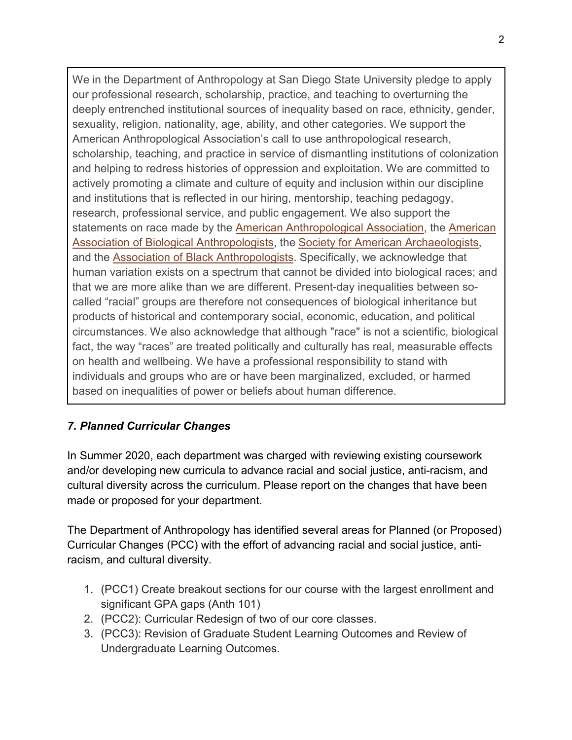> We in the Department of Anthropology at San Diego State University pledge to apply our professional research, scholarship, practice, and teaching to overturning the deeply entrenched institutional sources of inequality based on race, ethnicity, gender, sexuality, religion, nationality, age, ability, and other categories. We support the American Anthropological Association's call to use anthropological research, scholarship, teaching, and practice in service of dismantling institutions of colonization and helping to redress histories of oppression and exploitation. We are committed to actively promoting a climate and culture of equity and inclusion within our discipline and institutions that is reflected in our hiring, mentorship, teaching pedagogy, research, professional service, and public engagement. We also support the statements on race made by the American Anthropological Association, the American Association of Biological Anthropologists, the Society for American Archaeologists, and the Association of Black Anthropologists. Specifically, we acknowledge that human variation exists on a spectrum that cannot be divided into biological races; and that we are more alike than we are different. Present-day inequalities between so-called "racial" groups are therefore not consequences of biological inheritance but products of historical and contemporary social, economic, education, and political circumstances. We also acknowledge that although "race" is not a scientific, biological fact, the way "races" are treated politically and culturally has real, measurable effects on health and wellbeing. We have a professional responsibility to stand with individuals and groups who are or have been marginalized, excluded, or harmed based on inequalities of power or beliefs about human difference.

### *7. Planned Curricular Changes*

In Summer 2020, each department was charged with reviewing existing coursework and/or developing new curricula to advance racial and social justice, anti-racism, and cultural diversity across the curriculum. Please report on the changes that have been made or proposed for your department.

The Department of Anthropology has identified several areas for Planned (or Proposed) Curricular Changes (PCC) with the effort of advancing racial and social justice, anti-racism, and cultural diversity.

1. (PCC1) Create breakout sections for our course with the largest enrollment and significant GPA gaps (Anth 101)
2. (PCC2): Curricular Redesign of two of our core classes.
3. (PCC3): Revision of Graduate Student Learning Outcomes and Review of Undergraduate Learning Outcomes.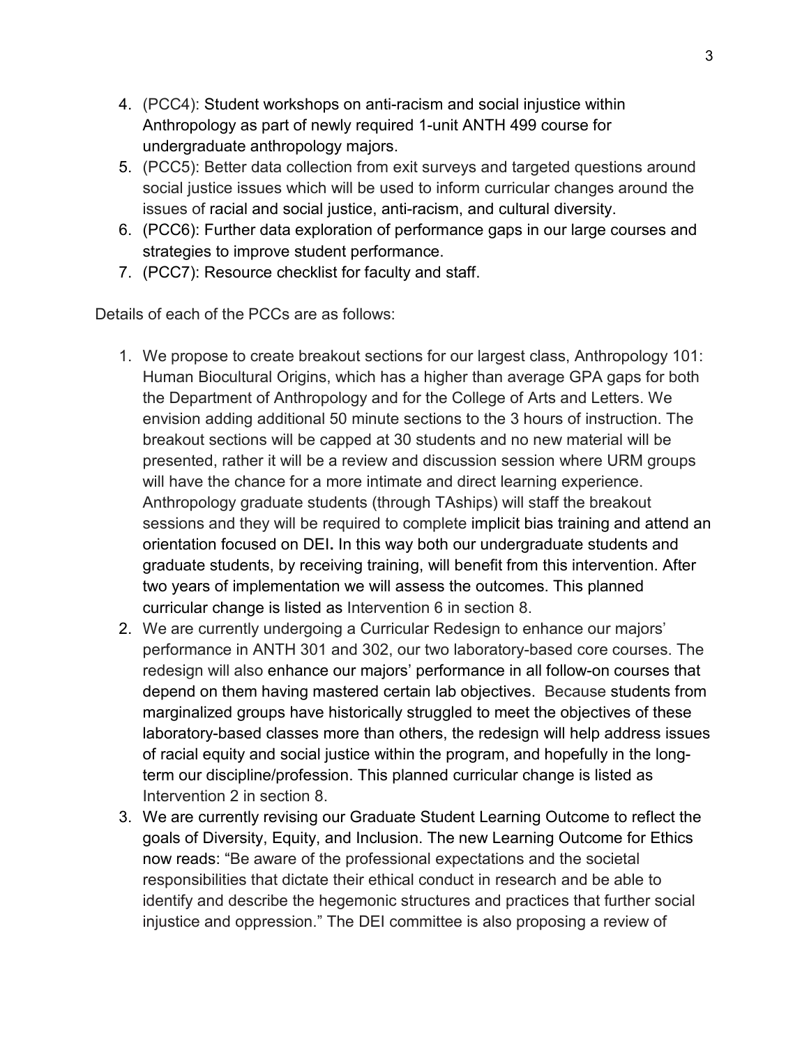4. (PCC4): Student workshops on anti-racism and social injustice within Anthropology as part of newly required 1-unit ANTH 499 course for undergraduate anthropology majors.
5. (PCC5): Better data collection from exit surveys and targeted questions around social justice issues which will be used to inform curricular changes around the issues of racial and social justice, anti-racism, and cultural diversity.
6. (PCC6): Further data exploration of performance gaps in our large courses and strategies to improve student performance.
7. (PCC7): Resource checklist for faculty and staff.

Details of each of the PCCs are as follows:

1. We propose to create breakout sections for our largest class, Anthropology 101: Human Biocultural Origins, which has a higher than average GPA gaps for both the Department of Anthropology and for the College of Arts and Letters. We envision adding additional 50 minute sections to the 3 hours of instruction. The breakout sections will be capped at 30 students and no new material will be presented, rather it will be a review and discussion session where URM groups will have the chance for a more intimate and direct learning experience. Anthropology graduate students (through TAships) will staff the breakout sessions and they will be required to complete implicit bias training and attend an orientation focused on DEI**.** In this way both our undergraduate students and graduate students, by receiving training, will benefit from this intervention. After two years of implementation we will assess the outcomes. This planned curricular change is listed as Intervention 6 in section 8.
2. We are currently undergoing a Curricular Redesign to enhance our majors' performance in ANTH 301 and 302, our two laboratory-based core courses. The redesign will also enhance our majors' performance in all follow-on courses that depend on them having mastered certain lab objectives. Because students from marginalized groups have historically struggled to meet the objectives of these laboratory-based classes more than others, the redesign will help address issues of racial equity and social justice within the program, and hopefully in the long-term our discipline/profession. This planned curricular change is listed as Intervention 2 in section 8.
3. We are currently revising our Graduate Student Learning Outcome to reflect the goals of Diversity, Equity, and Inclusion. The new Learning Outcome for Ethics now reads: "Be aware of the professional expectations and the societal responsibilities that dictate their ethical conduct in research and be able to identify and describe the hegemonic structures and practices that further social injustice and oppression." The DEI committee is also proposing a review of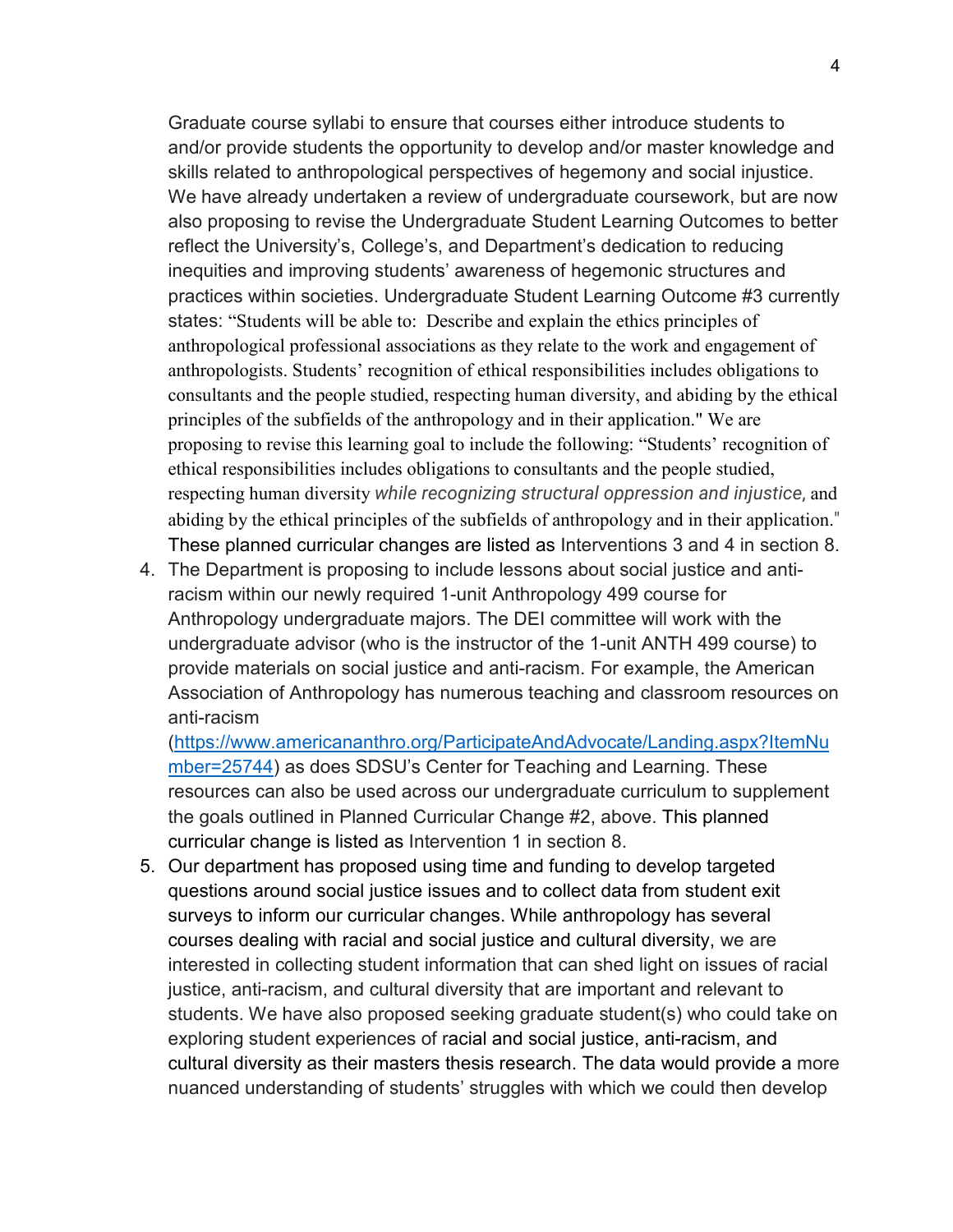Graduate course syllabi to ensure that courses either introduce students to and/or provide students the opportunity to develop and/or master knowledge and skills related to anthropological perspectives of hegemony and social injustice. We have already undertaken a review of undergraduate coursework, but are now also proposing to revise the Undergraduate Student Learning Outcomes to better reflect the University's, College's, and Department's dedication to reducing inequities and improving students' awareness of hegemonic structures and practices within societies. Undergraduate Student Learning Outcome #3 currently states: "Students will be able to: Describe and explain the ethics principles of anthropological professional associations as they relate to the work and engagement of anthropologists. Students' recognition of ethical responsibilities includes obligations to consultants and the people studied, respecting human diversity, and abiding by the ethical principles of the subfields of the anthropology and in their application." We are proposing to revise this learning goal to include the following: "Students' recognition of ethical responsibilities includes obligations to consultants and the people studied, respecting human diversity *while recognizing structural oppression and injustice*, and abiding by the ethical principles of the subfields of anthropology and in their application." These planned curricular changes are listed as Interventions 3 and 4 in section 8.

4. The Department is proposing to include lessons about social justice and anti-racism within our newly required 1-unit Anthropology 499 course for Anthropology undergraduate majors. The DEI committee will work with the undergraduate advisor (who is the instructor of the 1-unit ANTH 499 course) to provide materials on social justice and anti-racism. For example, the American Association of Anthropology has numerous teaching and classroom resources on anti-racism (https://www.americananthro.org/ParticipateAndAdvocate/Landing.aspx?ItemNumber=25744) as does SDSU's Center for Teaching and Learning. These resources can also be used across our undergraduate curriculum to supplement the goals outlined in Planned Curricular Change #2, above. This planned curricular change is listed as Intervention 1 in section 8.
5. Our department has proposed using time and funding to develop targeted questions around social justice issues and to collect data from student exit surveys to inform our curricular changes. While anthropology has several courses dealing with racial and social justice and cultural diversity, we are interested in collecting student information that can shed light on issues of racial justice, anti-racism, and cultural diversity that are important and relevant to students. We have also proposed seeking graduate student(s) who could take on exploring student experiences of racial and social justice, anti-racism, and cultural diversity as their masters thesis research. The data would provide a more nuanced understanding of students' struggles with which we could then develop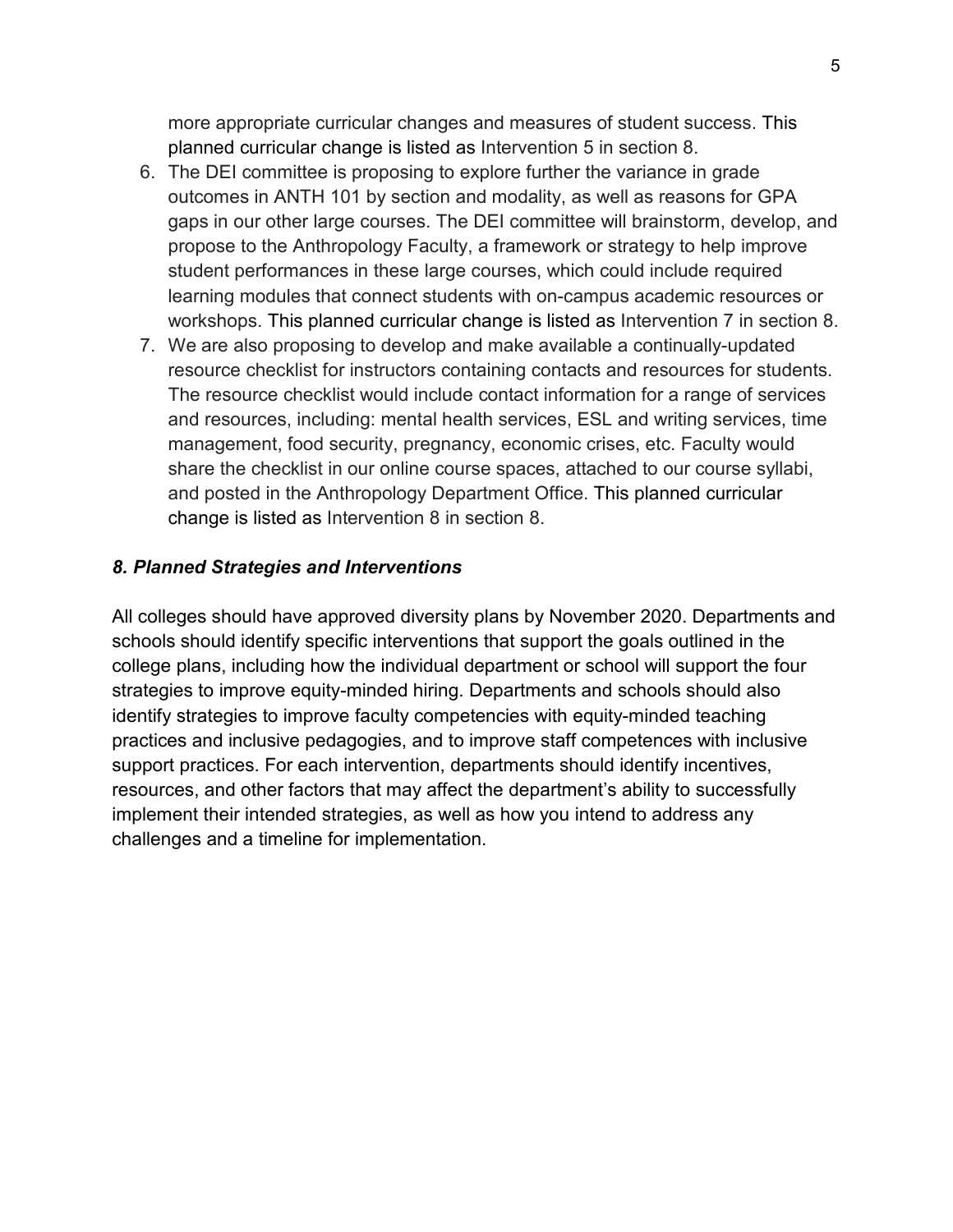more appropriate curricular changes and measures of student success. This planned curricular change is listed as Intervention 5 in section 8.

6. The DEI committee is proposing to explore further the variance in grade outcomes in ANTH 101 by section and modality, as well as reasons for GPA gaps in our other large courses. The DEI committee will brainstorm, develop, and propose to the Anthropology Faculty, a framework or strategy to help improve student performances in these large courses, which could include required learning modules that connect students with on-campus academic resources or workshops. This planned curricular change is listed as Intervention 7 in section 8.
7. We are also proposing to develop and make available a continually-updated resource checklist for instructors containing contacts and resources for students. The resource checklist would include contact information for a range of services and resources, including: mental health services, ESL and writing services, time management, food security, pregnancy, economic crises, etc. Faculty would share the checklist in our online course spaces, attached to our course syllabi, and posted in the Anthropology Department Office. This planned curricular change is listed as Intervention 8 in section 8.

### *8. Planned Strategies and Interventions*

All colleges should have approved diversity plans by November 2020. Departments and schools should identify specific interventions that support the goals outlined in the college plans, including how the individual department or school will support the four strategies to improve equity-minded hiring. Departments and schools should also identify strategies to improve faculty competencies with equity-minded teaching practices and inclusive pedagogies, and to improve staff competences with inclusive support practices. For each intervention, departments should identify incentives, resources, and other factors that may affect the department's ability to successfully implement their intended strategies, as well as how you intend to address any challenges and a timeline for implementation.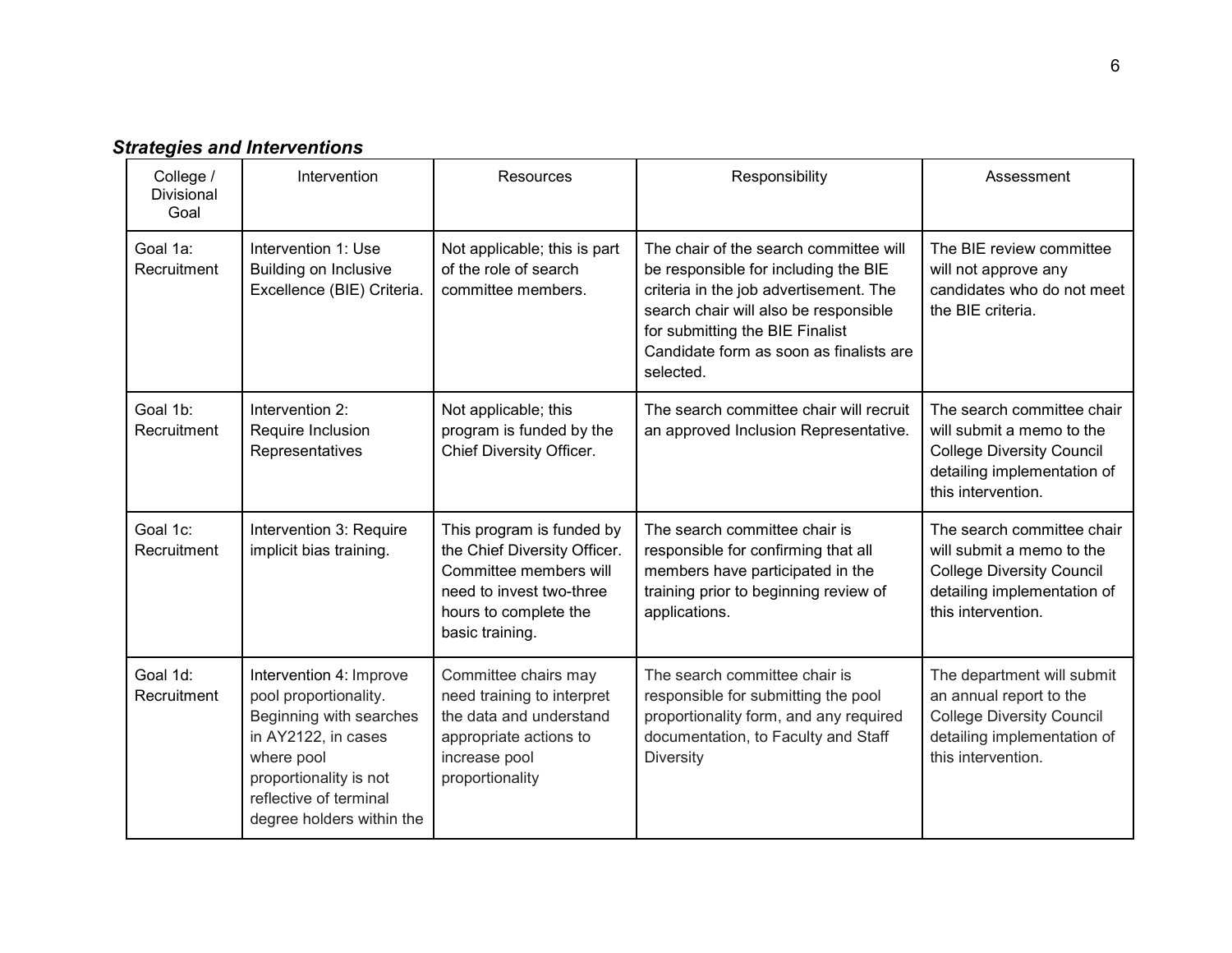***Strategies and Interventions***

| College / Divisional Goal | Intervention | Resources | Responsibility | Assessment |
|---|---|---|---|---|
| Goal 1a: Recruitment | Intervention 1: Use Building on Inclusive Excellence (BIE) Criteria. | Not applicable; this is part of the role of search committee members. | The chair of the search committee will be responsible for including the BIE criteria in the job advertisement. The search chair will also be responsible for submitting the BIE Finalist Candidate form as soon as finalists are selected. | The BIE review committee will not approve any candidates who do not meet the BIE criteria. |
| Goal 1b: Recruitment | Intervention 2: Require Inclusion Representatives | Not applicable; this program is funded by the Chief Diversity Officer. | The search committee chair will recruit an approved Inclusion Representative. | The search committee chair will submit a memo to the College Diversity Council detailing implementation of this intervention. |
| Goal 1c: Recruitment | Intervention 3: Require implicit bias training. | This program is funded by the Chief Diversity Officer. Committee members will need to invest two-three hours to complete the basic training. | The search committee chair is responsible for confirming that all members have participated in the training prior to beginning review of applications. | The search committee chair will submit a memo to the College Diversity Council detailing implementation of this intervention. |
| Goal 1d: Recruitment | Intervention 4: Improve pool proportionality. Beginning with searches in AY2122, in cases where pool proportionality is not reflective of terminal degree holders within the | Committee chairs may need training to interpret the data and understand appropriate actions to increase pool proportionality | The search committee chair is responsible for submitting the pool proportionality form, and any required documentation, to Faculty and Staff Diversity | The department will submit an annual report to the College Diversity Council detailing implementation of this intervention. |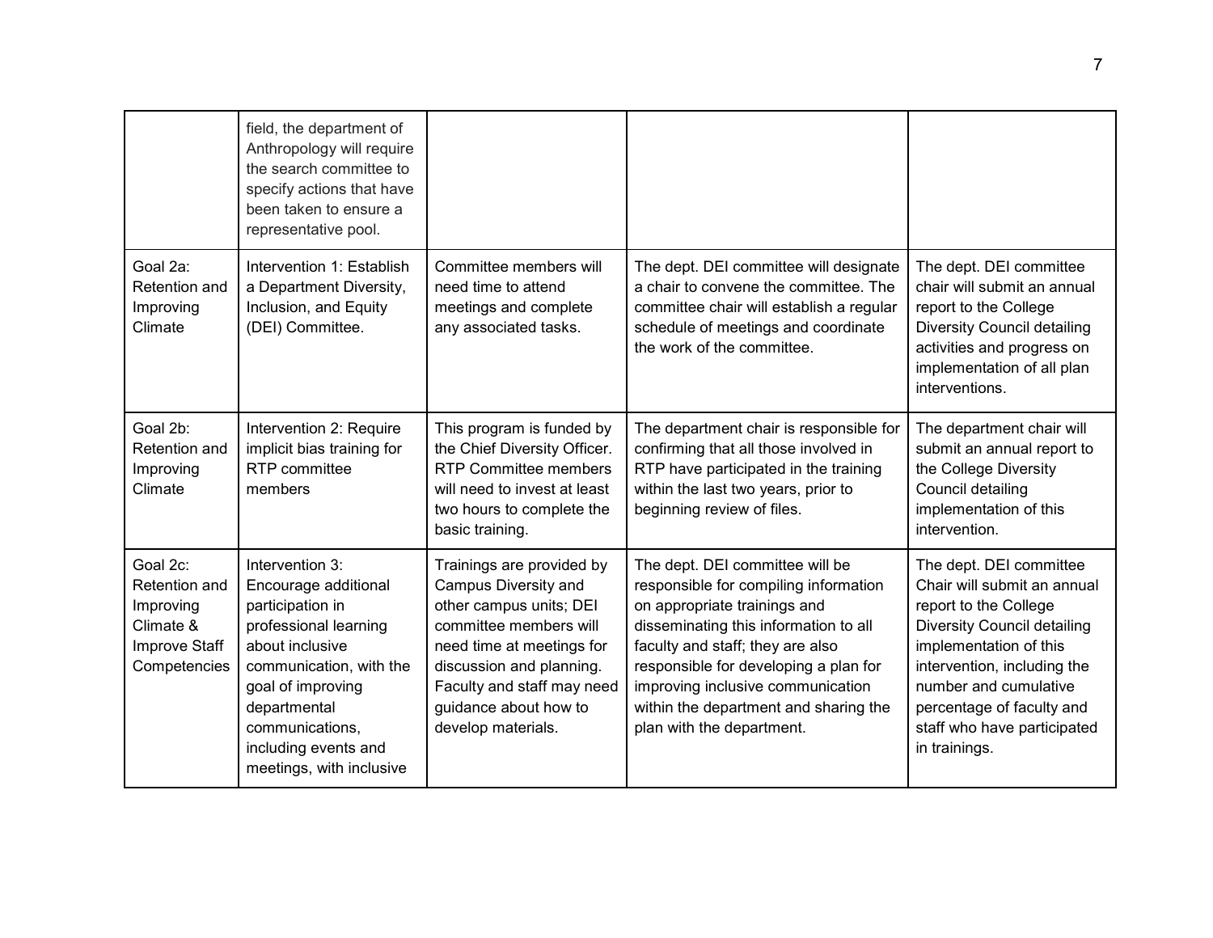| | | | | |
|---|---|---|---|---|
| | field, the department of Anthropology will require the search committee to specify actions that have been taken to ensure a representative pool. | | | |
| Goal 2a: Retention and Improving Climate | Intervention 1: Establish a Department Diversity, Inclusion, and Equity (DEI) Committee. | Committee members will need time to attend meetings and complete any associated tasks. | The dept. DEI committee will designate a chair to convene the committee. The committee chair will establish a regular schedule of meetings and coordinate the work of the committee. | The dept. DEI committee chair will submit an annual report to the College Diversity Council detailing activities and progress on implementation of all plan interventions. |
| Goal 2b: Retention and Improving Climate | Intervention 2: Require implicit bias training for RTP committee members | This program is funded by the Chief Diversity Officer. RTP Committee members will need to invest at least two hours to complete the basic training. | The department chair is responsible for confirming that all those involved in RTP have participated in the training within the last two years, prior to beginning review of files. | The department chair will submit an annual report to the College Diversity Council detailing implementation of this intervention. |
| Goal 2c: Retention and Improving Climate & Improve Staff Competencies | Intervention 3: Encourage additional participation in professional learning about inclusive communication, with the goal of improving departmental communications, including events and meetings, with inclusive | Trainings are provided by Campus Diversity and other campus units; DEI committee members will need time at meetings for discussion and planning. Faculty and staff may need guidance about how to develop materials. | The dept. DEI committee will be responsible for compiling information on appropriate trainings and disseminating this information to all faculty and staff; they are also responsible for developing a plan for improving inclusive communication within the department and sharing the plan with the department. | The dept. DEI committee Chair will submit an annual report to the College Diversity Council detailing implementation of this intervention, including the number and cumulative percentage of faculty and staff who have participated in trainings. |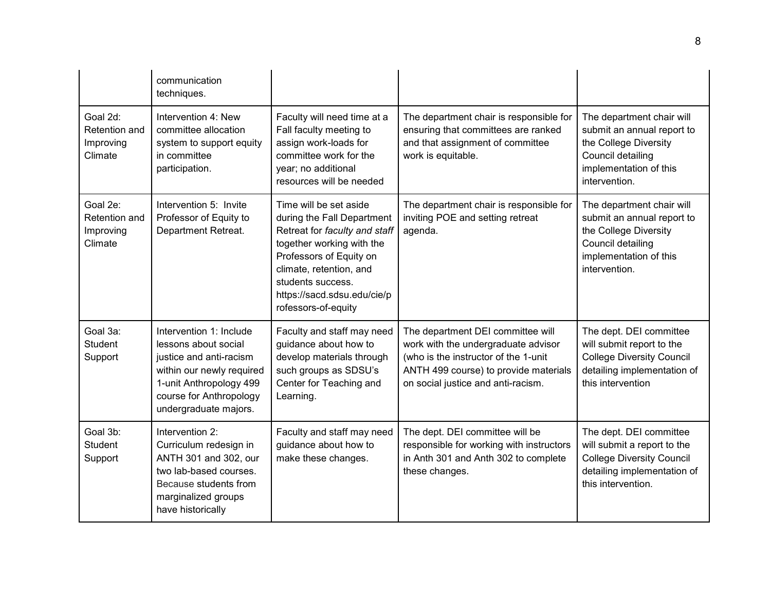| | communication techniques. | | | |
|---|---|---|---|---|
| Goal 2d: Retention and Improving Climate | Intervention 4: New committee allocation system to support equity in committee participation. | Faculty will need time at a Fall faculty meeting to assign work-loads for committee work for the year; no additional resources will be needed | The department chair is responsible for ensuring that committees are ranked and that assignment of committee work is equitable. | The department chair will submit an annual report to the College Diversity Council detailing implementation of this intervention. |
| Goal 2e: Retention and Improving Climate | Intervention 5: Invite Professor of Equity to Department Retreat. | Time will be set aside during the Fall Department Retreat for *faculty and staff* together working with the Professors of Equity on climate, retention, and students success. https://sacd.sdsu.edu/cie/professors-of-equity | The department chair is responsible for inviting POE and setting retreat agenda. | The department chair will submit an annual report to the College Diversity Council detailing implementation of this intervention. |
| Goal 3a: Student Support | Intervention 1: Include lessons about social justice and anti-racism within our newly required 1-unit Anthropology 499 course for Anthropology undergraduate majors. | Faculty and staff may need guidance about how to develop materials through such groups as SDSU's Center for Teaching and Learning. | The department DEI committee will work with the undergraduate advisor (who is the instructor of the 1-unit ANTH 499 course) to provide materials on social justice and anti-racism. | The dept. DEI committee will submit report to the College Diversity Council detailing implementation of this intervention |
| Goal 3b: Student Support | Intervention 2: Curriculum redesign in ANTH 301 and 302, our two lab-based courses. Because students from marginalized groups have historically | Faculty and staff may need guidance about how to make these changes. | The dept. DEI committee will be responsible for working with instructors in Anth 301 and Anth 302 to complete these changes. | The dept. DEI committee will submit a report to the College Diversity Council detailing implementation of this intervention. |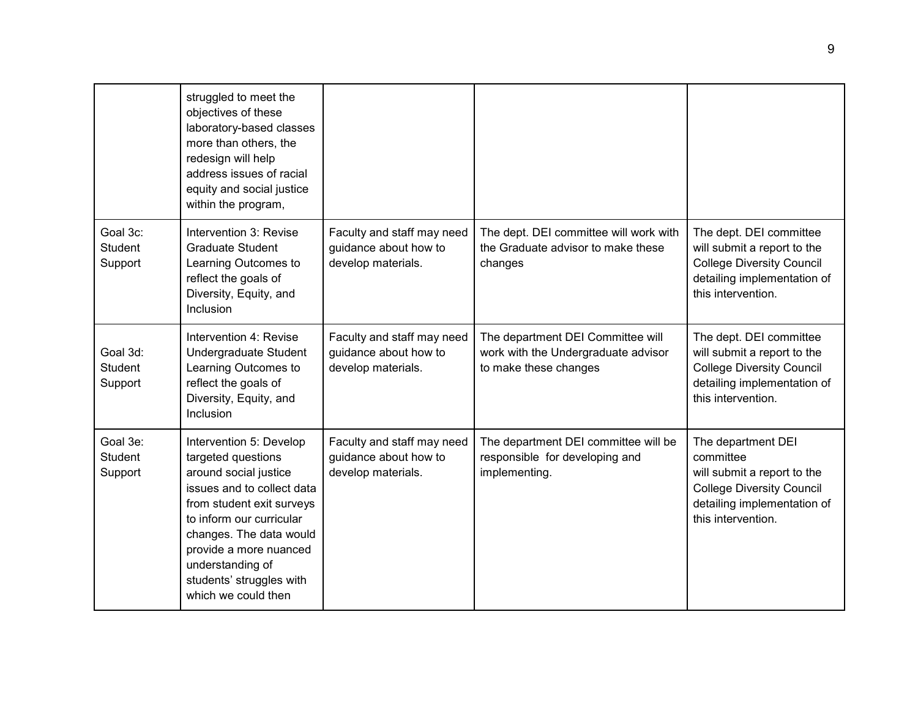| | | | | |
|---|---|---|---|---|
| | struggled to meet the objectives of these laboratory-based classes more than others, the redesign will help address issues of racial equity and social justice within the program, | | | |
| Goal 3c: Student Support | Intervention 3: Revise Graduate Student Learning Outcomes to reflect the goals of Diversity, Equity, and Inclusion | Faculty and staff may need guidance about how to develop materials. | The dept. DEI committee will work with the Graduate advisor to make these changes | The dept. DEI committee will submit a report to the College Diversity Council detailing implementation of this intervention. |
| Goal 3d: Student Support | Intervention 4: Revise Undergraduate Student Learning Outcomes to reflect the goals of Diversity, Equity, and Inclusion | Faculty and staff may need guidance about how to develop materials. | The department DEI Committee will work with the Undergraduate advisor to make these changes | The dept. DEI committee will submit a report to the College Diversity Council detailing implementation of this intervention. |
| Goal 3e: Student Support | Intervention 5: Develop targeted questions around social justice issues and to collect data from student exit surveys to inform our curricular changes. The data would provide a more nuanced understanding of students' struggles with which we could then | Faculty and staff may need guidance about how to develop materials. | The department DEI committee will be responsible for developing and implementing. | The department DEI committee will submit a report to the College Diversity Council detailing implementation of this intervention. |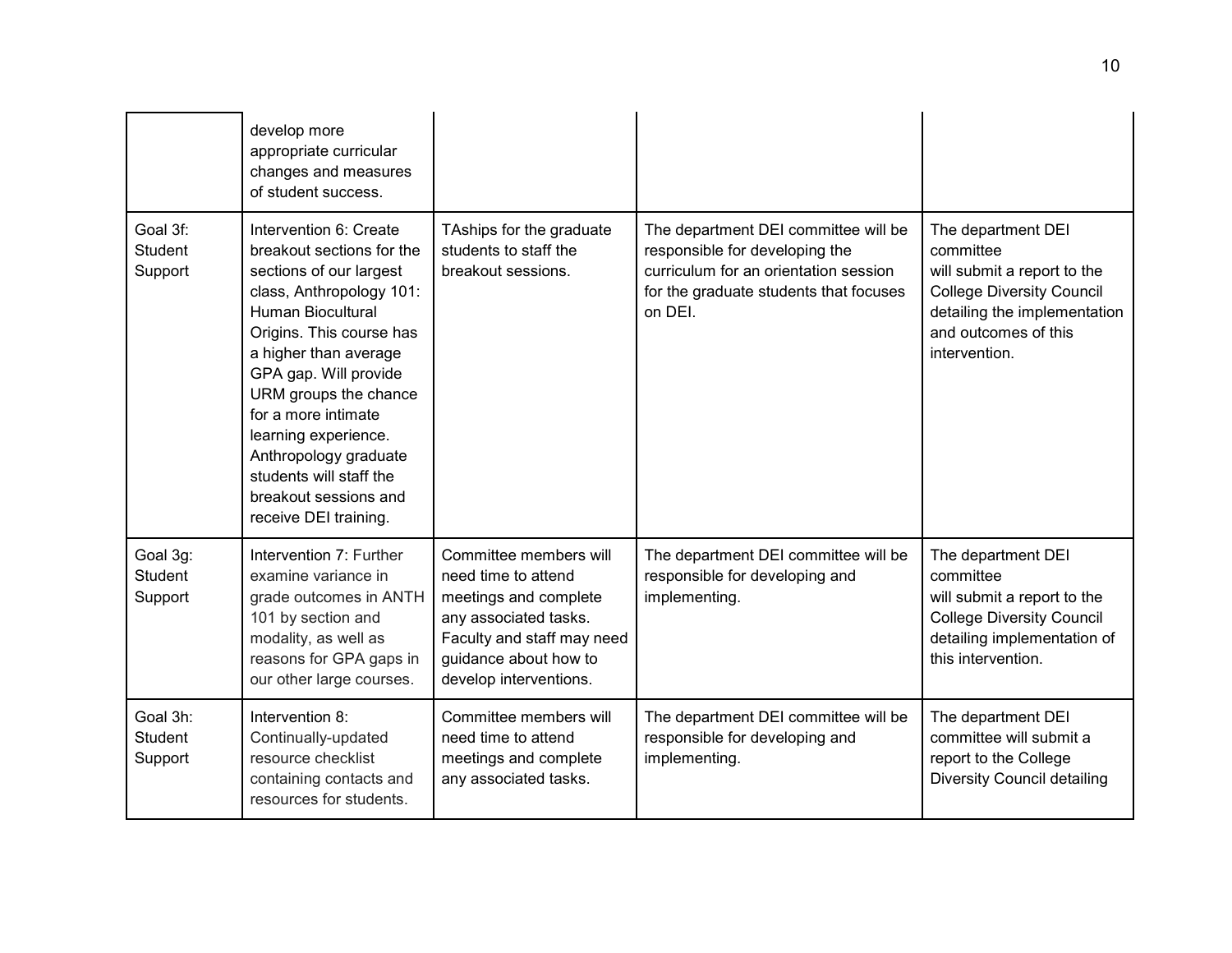|  |  |  |  |  |
|---|---|---|---|---|
|  | develop more appropriate curricular changes and measures of student success. |  |  |  |
| Goal 3f: Student Support | Intervention 6: Create breakout sections for the sections of our largest class, Anthropology 101: Human Biocultural Origins. This course has a higher than average GPA gap. Will provide URM groups the chance for a more intimate learning experience. Anthropology graduate students will staff the breakout sessions and receive DEI training. | TAships for the graduate students to staff the breakout sessions. | The department DEI committee will be responsible for developing the curriculum for an orientation session for the graduate students that focuses on DEI. | The department DEI committee will submit a report to the College Diversity Council detailing the implementation and outcomes of this intervention. |
| Goal 3g: Student Support | Intervention 7: Further examine variance in grade outcomes in ANTH 101 by section and modality, as well as reasons for GPA gaps in our other large courses. | Committee members will need time to attend meetings and complete any associated tasks. Faculty and staff may need guidance about how to develop interventions. | The department DEI committee will be responsible for developing and implementing. | The department DEI committee will submit a report to the College Diversity Council detailing implementation of this intervention. |
| Goal 3h: Student Support | Intervention 8: Continually-updated resource checklist containing contacts and resources for students. | Committee members will need time to attend meetings and complete any associated tasks. | The department DEI committee will be responsible for developing and implementing. | The department DEI committee will submit a report to the College Diversity Council detailing |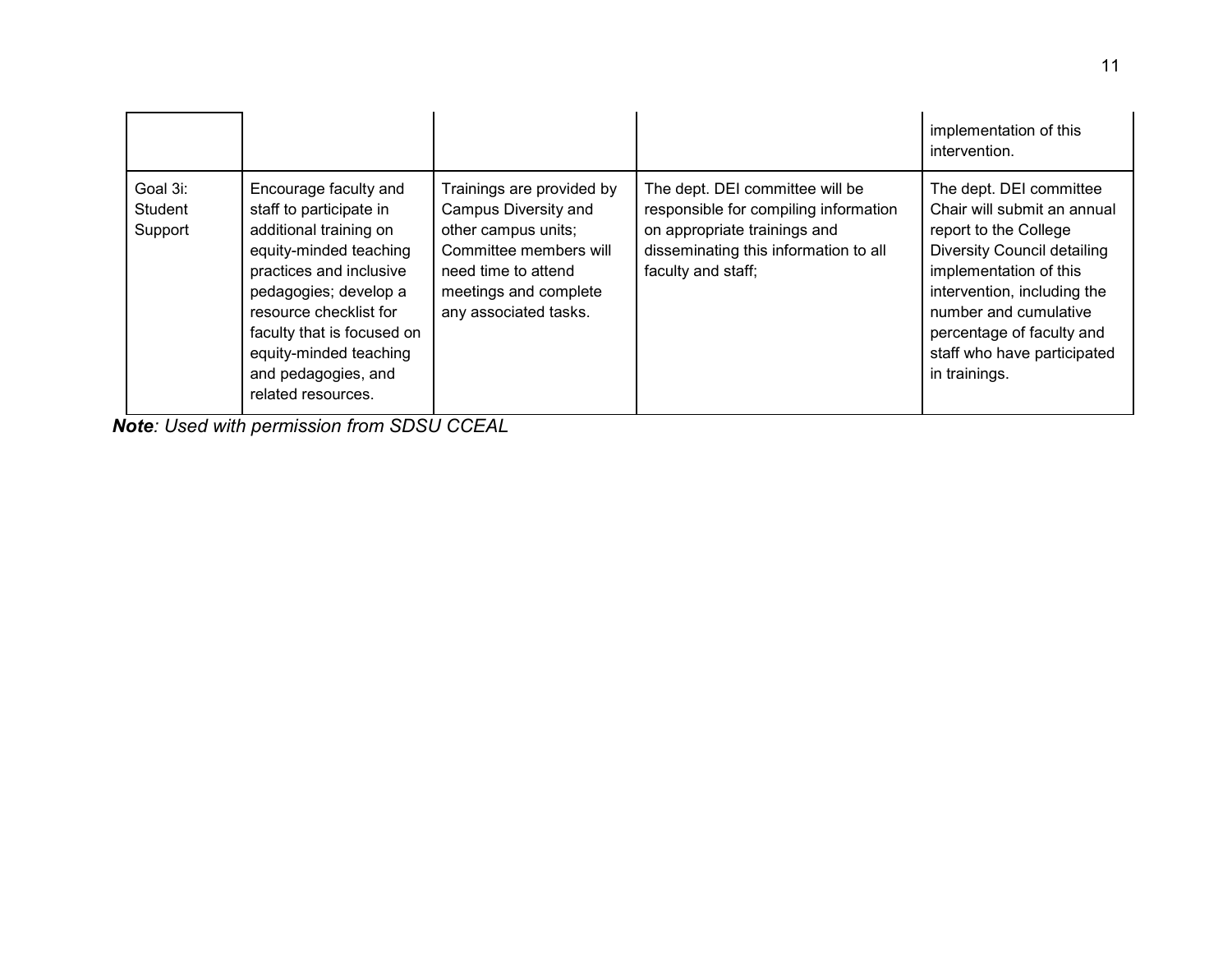| | | | | |
|---|---|---|---|---|
| | | | | implementation of this intervention. |
| Goal 3i: Student Support | Encourage faculty and staff to participate in additional training on equity-minded teaching practices and inclusive pedagogies; develop a resource checklist for faculty that is focused on equity-minded teaching and pedagogies, and related resources. | Trainings are provided by Campus Diversity and other campus units; Committee members will need time to attend meetings and complete any associated tasks. | The dept. DEI committee will be responsible for compiling information on appropriate trainings and disseminating this information to all faculty and staff; | The dept. DEI committee Chair will submit an annual report to the College Diversity Council detailing implementation of this intervention, including the number and cumulative percentage of faculty and staff who have participated in trainings. |

***Note****: Used with permission from SDSU CCEAL*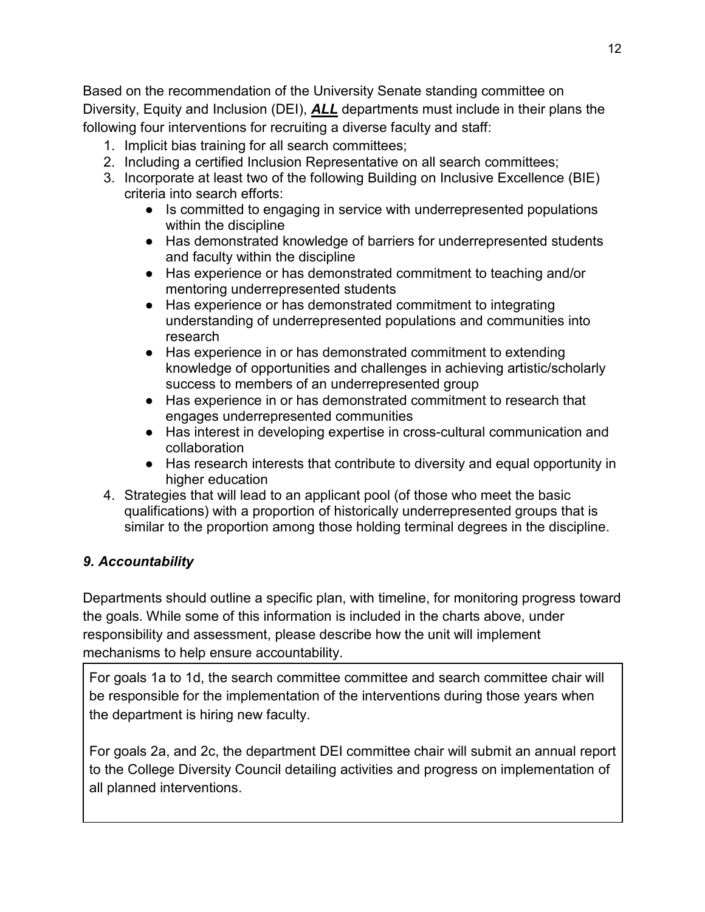Based on the recommendation of the University Senate standing committee on Diversity, Equity and Inclusion (DEI), ***ALL*** departments must include in their plans the following four interventions for recruiting a diverse faculty and staff:

1. Implicit bias training for all search committees;
2. Including a certified Inclusion Representative on all search committees;
3. Incorporate at least two of the following Building on Inclusive Excellence (BIE) criteria into search efforts:
   - Is committed to engaging in service with underrepresented populations within the discipline
   - Has demonstrated knowledge of barriers for underrepresented students and faculty within the discipline
   - Has experience or has demonstrated commitment to teaching and/or mentoring underrepresented students
   - Has experience or has demonstrated commitment to integrating understanding of underrepresented populations and communities into research
   - Has experience in or has demonstrated commitment to extending knowledge of opportunities and challenges in achieving artistic/scholarly success to members of an underrepresented group
   - Has experience in or has demonstrated commitment to research that engages underrepresented communities
   - Has interest in developing expertise in cross-cultural communication and collaboration
   - Has research interests that contribute to diversity and equal opportunity in higher education
4. Strategies that will lead to an applicant pool (of those who meet the basic qualifications) with a proportion of historically underrepresented groups that is similar to the proportion among those holding terminal degrees in the discipline.

### *9. Accountability*

Departments should outline a specific plan, with timeline, for monitoring progress toward the goals. While some of this information is included in the charts above, under responsibility and assessment, please describe how the unit will implement mechanisms to help ensure accountability.

| For goals 1a to 1d, the search committee committee and search committee chair will be responsible for the implementation of the interventions during those years when the department is hiring new faculty.<br><br>For goals 2a, and 2c, the department DEI committee chair will submit an annual report to the College Diversity Council detailing activities and progress on implementation of all planned interventions. |
|---|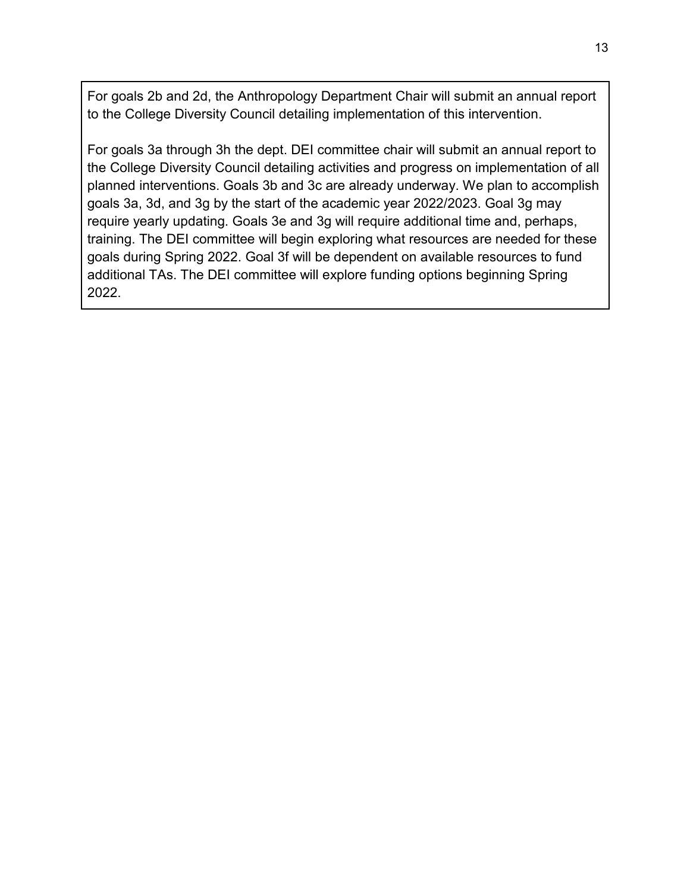For goals 2b and 2d, the Anthropology Department Chair will submit an annual report to the College Diversity Council detailing implementation of this intervention.

For goals 3a through 3h the dept. DEI committee chair will submit an annual report to the College Diversity Council detailing activities and progress on implementation of all planned interventions. Goals 3b and 3c are already underway. We plan to accomplish goals 3a, 3d, and 3g by the start of the academic year 2022/2023. Goal 3g may require yearly updating. Goals 3e and 3g will require additional time and, perhaps, training. The DEI committee will begin exploring what resources are needed for these goals during Spring 2022. Goal 3f will be dependent on available resources to fund additional TAs. The DEI committee will explore funding options beginning Spring 2022.